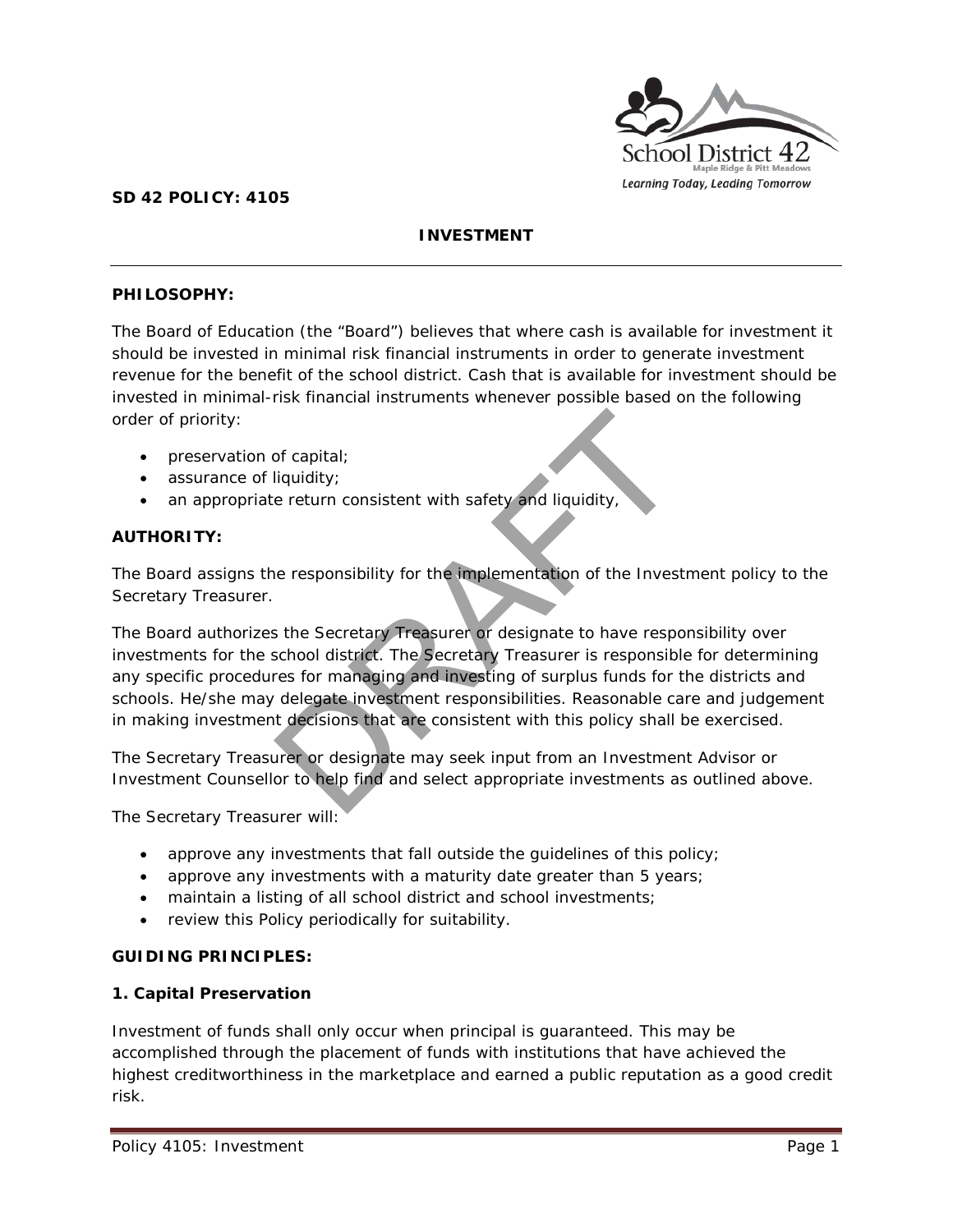**SD 42 POLICY: 4105**

# INVESTMENT

**PHILOSOPHY:**

The Board of Education (the "Board") believes that where cash is available for investment it should be invested in minimal risk financial instruments in order to generate investment revenue for the benefit of the school district. Cash that is available for investment should be invested in minimal-risk financial instruments whenever possible based on the following order of priority:

- preservation of capital;
- assurance of liquidity;
- an appropriate return consistent with safety and liquidity,

**AUTHORITY:**

The Board assigns the responsibility for the implementation of the Investment policy to the Secretary Treasurer.

The Board authorizes the Secretary Treasurer or designate to have responsibility over investments for the school district. The Secretary Treasurer is responsible for determining any specific procedures for managing and investing of surplus funds for the districts and schools. He/she may delegate investment responsibilities. Reasonable care and judgement in making investment decisions that are consistent with this policy shall be exercised.

The Secretary Treasurer or designate may seek input from an Investment Advisor or Investment Counsellor to help find and select appropriate investments as outlined above.

The Secretary Treasurer will:

- approve any investments that fall outside the guidelines of this policy;
- approve any investments with a maturity date greater than 5 years;
- maintain a listing of all school district and school investments;
- review this Policy periodically for suitability.

**GUIDING PRINCIPLES:**

**1. Capital Preservation**

Investment of funds shall only occur when principal is guaranteed. This may be accomplished through the placement of funds with institutions that have achieved the highest creditworthiness in the marketplace and earned a public reputation as a good credit risk.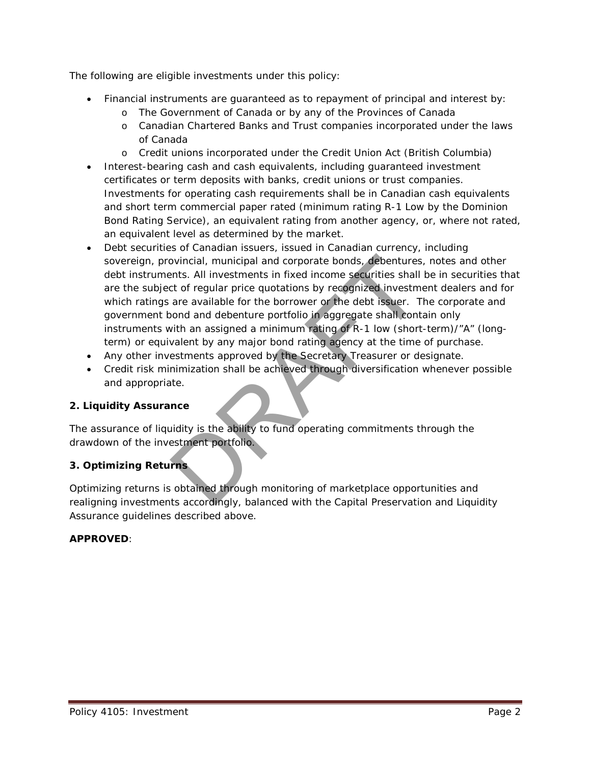The following are eligible investments under this policy:

- Financial instruments are guaranteed as to repayment of principal and interest by:
  - The Government of Canada or by any of the Provinces of Canada
  - Canadian Chartered Banks and Trust companies incorporated under the laws of Canada
  - Credit unions incorporated under the Credit Union Act (British Columbia)
- Interest-bearing cash and cash equivalents, including guaranteed investment certificates or term deposits with banks, credit unions or trust companies. Investments for operating cash requirements shall be in Canadian cash equivalents and short term commercial paper rated (minimum rating R-1 Low by the Dominion Bond Rating Service), an equivalent rating from another agency, or, where not rated, an equivalent level as determined by the market.
- Debt securities of Canadian issuers, issued in Canadian currency, including sovereign, provincial, municipal and corporate bonds, debentures, notes and other debt instruments. All investments in fixed income securities shall be in securities that are the subject of regular price quotations by recognized investment dealers and for which ratings are available for the borrower or the debt issuer. The corporate and government bond and debenture portfolio in aggregate shall contain only instruments with an assigned a minimum rating of R-1 low (short-term)/"A" (long-term) or equivalent by any major bond rating agency at the time of purchase.
- Any other investments approved by the Secretary Treasurer or designate.
- Credit risk minimization shall be achieved through diversification whenever possible and appropriate.

**2. Liquidity Assurance**

The assurance of liquidity is the ability to fund operating commitments through the drawdown of the investment portfolio.

**3. Optimizing Returns**

Optimizing returns is obtained through monitoring of marketplace opportunities and realigning investments accordingly, balanced with the Capital Preservation and Liquidity Assurance guidelines described above.

**APPROVED**: